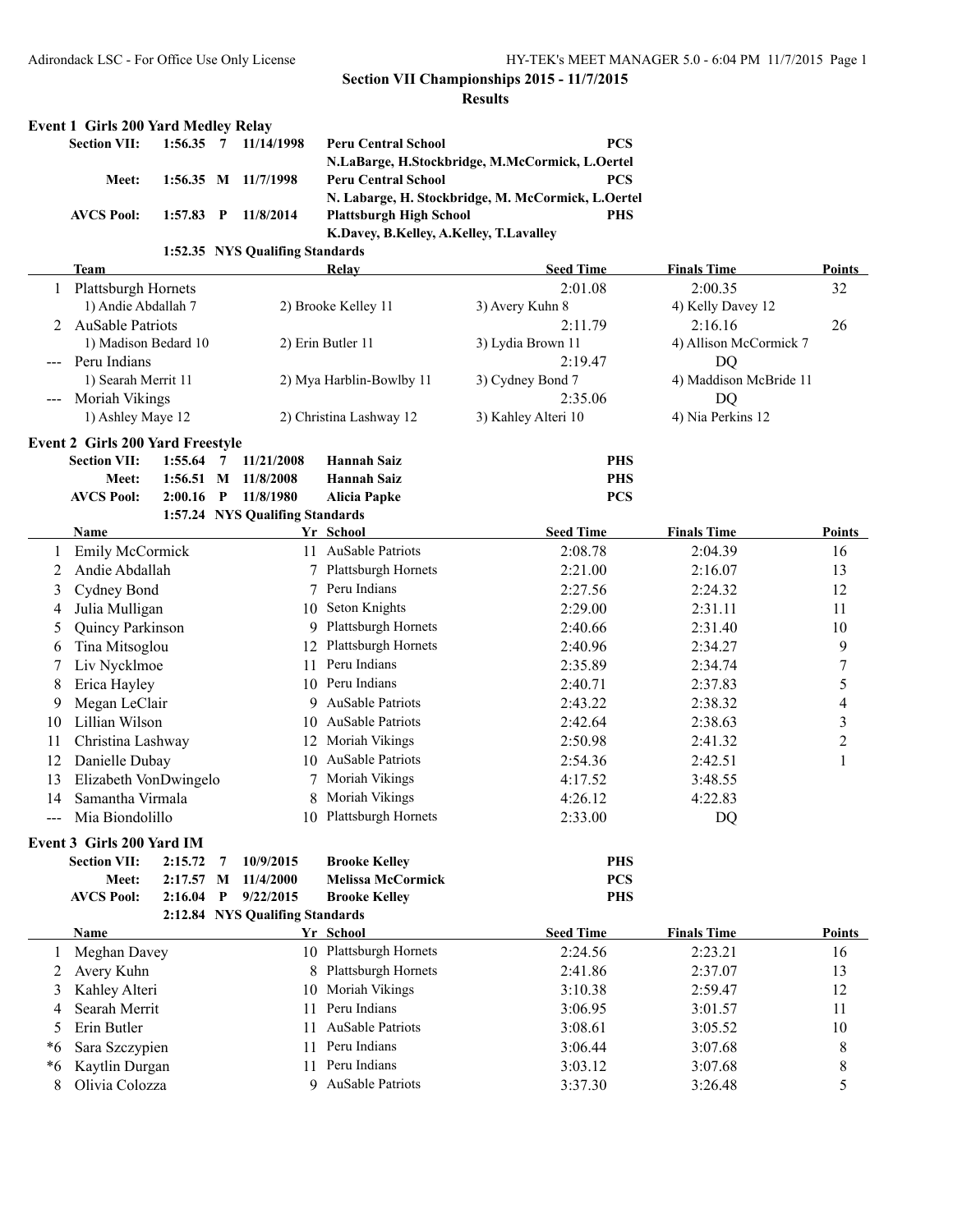# Section VII Championships 2015 - 11/7/2015

## Results

### Event 1 Girls 200 Yard Medley Relay

| | | | | | |
|---|---|---|---|---|---|
| Section VII: | 1:56.35 | 7 | 11/14/1998 | Peru Central School | PCS |
| | | | | N.LaBarge, H.Stockbridge, M.McCormick, L.Oertel | |
| Meet: | 1:56.35 | M | 11/7/1998 | Peru Central School | PCS |
| | | | | N. Labarge, H. Stockbridge, M. McCormick, L.Oertel | |
| AVCS Pool: | 1:57.83 | P | 11/8/2014 | Plattsburgh High School | PHS |
| | | | | K.Davey, B.Kelley, A.Kelley, T.Lavalley | |
| | 1:52.35 | | NYS Qualifing Standards | | |

| | Team | Relay | | Seed Time | Finals Time | Points |
|---|---|---|---|---|---|---|
| 1 | Plattsburgh Hornets | | | 2:01.08 | 2:00.35 | 32 |
| | 1) Andie Abdallah 7 | 2) Brooke Kelley 11 | 3) Avery Kuhn 8 | | 4) Kelly Davey 12 | |
| 2 | AuSable Patriots | | | 2:11.79 | 2:16.16 | 26 |
| | 1) Madison Bedard 10 | 2) Erin Butler 11 | 3) Lydia Brown 11 | | 4) Allison McCormick 7 | |
| --- | Peru Indians | | | 2:19.47 | DQ | |
| | 1) Searah Merrit 11 | 2) Mya Harblin-Bowlby 11 | 3) Cydney Bond 7 | | 4) Maddison McBride 11 | |
| --- | Moriah Vikings | | | 2:35.06 | DQ | |
| | 1) Ashley Maye 12 | 2) Christina Lashway 12 | 3) Kahley Alteri 10 | | 4) Nia Perkins 12 | |

### Event 2 Girls 200 Yard Freestyle

| | | | | | |
|---|---|---|---|---|---|
| Section VII: | 1:55.64 | 7 | 11/21/2008 | Hannah Saiz | PHS |
| Meet: | 1:56.51 | M | 11/8/2008 | Hannah Saiz | PHS |
| AVCS Pool: | 2:00.16 | P | 11/8/1980 | Alicia Papke | PCS |
| | 1:57.24 | | NYS Qualifing Standards | | |

| | Name | Yr | School | Seed Time | Finals Time | Points |
|---|---|---|---|---|---|---|
| 1 | Emily McCormick | 11 | AuSable Patriots | 2:08.78 | 2:04.39 | 16 |
| 2 | Andie Abdallah | 7 | Plattsburgh Hornets | 2:21.00 | 2:16.07 | 13 |
| 3 | Cydney Bond | 7 | Peru Indians | 2:27.56 | 2:24.32 | 12 |
| 4 | Julia Mulligan | 10 | Seton Knights | 2:29.00 | 2:31.11 | 11 |
| 5 | Quincy Parkinson | 9 | Plattsburgh Hornets | 2:40.66 | 2:31.40 | 10 |
| 6 | Tina Mitsoglou | 12 | Plattsburgh Hornets | 2:40.96 | 2:34.27 | 9 |
| 7 | Liv Nycklmoe | 11 | Peru Indians | 2:35.89 | 2:34.74 | 7 |
| 8 | Erica Hayley | 10 | Peru Indians | 2:40.71 | 2:37.83 | 5 |
| 9 | Megan LeClair | 9 | AuSable Patriots | 2:43.22 | 2:38.32 | 4 |
| 10 | Lillian Wilson | 10 | AuSable Patriots | 2:42.64 | 2:38.63 | 3 |
| 11 | Christina Lashway | 12 | Moriah Vikings | 2:50.98 | 2:41.32 | 2 |
| 12 | Danielle Dubay | 10 | AuSable Patriots | 2:54.36 | 2:42.51 | 1 |
| 13 | Elizabeth VonDwingelo | 7 | Moriah Vikings | 4:17.52 | 3:48.55 | |
| 14 | Samantha Virmala | 8 | Moriah Vikings | 4:26.12 | 4:22.83 | |
| --- | Mia Biondolillo | 10 | Plattsburgh Hornets | 2:33.00 | DQ | |

### Event 3 Girls 200 Yard IM

| | | | | | |
|---|---|---|---|---|---|
| Section VII: | 2:15.72 | 7 | 10/9/2015 | Brooke Kelley | PHS |
| Meet: | 2:17.57 | M | 11/4/2000 | Melissa McCormick | PCS |
| AVCS Pool: | 2:16.04 | P | 9/22/2015 | Brooke Kelley | PHS |
| | 2:12.84 | | NYS Qualifing Standards | | |

| | Name | Yr | School | Seed Time | Finals Time | Points |
|---|---|---|---|---|---|---|
| 1 | Meghan Davey | 10 | Plattsburgh Hornets | 2:24.56 | 2:23.21 | 16 |
| 2 | Avery Kuhn | 8 | Plattsburgh Hornets | 2:41.86 | 2:37.07 | 13 |
| 3 | Kahley Alteri | 10 | Moriah Vikings | 3:10.38 | 2:59.47 | 12 |
| 4 | Searah Merrit | 11 | Peru Indians | 3:06.95 | 3:01.57 | 11 |
| 5 | Erin Butler | 11 | AuSable Patriots | 3:08.61 | 3:05.52 | 10 |
| *6 | Sara Szczypien | 11 | Peru Indians | 3:06.44 | 3:07.68 | 8 |
| *6 | Kaytlin Durgan | 11 | Peru Indians | 3:03.12 | 3:07.68 | 8 |
| 8 | Olivia Colozza | 9 | AuSable Patriots | 3:37.30 | 3:26.48 | 5 |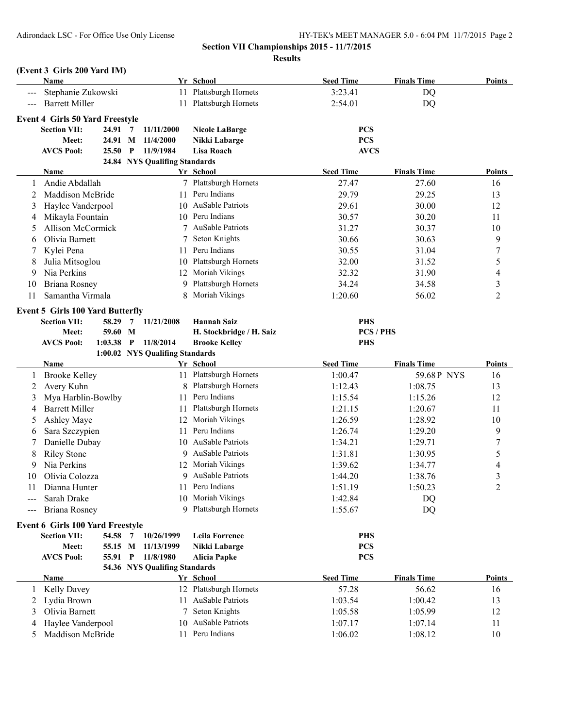**Section VII Championships 2015 - 11/7/2015**

**Results**

### (Event 3 Girls 200 Yard IM)

| | Name | Yr | School | Seed Time | Finals Time | Points |
|---|---|---|---|---|---|---|
| --- | Stephanie Zukowski | 11 | Plattsburgh Hornets | 3:23.41 | DQ | |
| --- | Barrett Miller | 11 | Plattsburgh Hornets | 2:54.01 | DQ | |

### Event 4 Girls 50 Yard Freestyle

| | | | | | |
|---|---|---|---|---|---|
| **Section VII:** | **24.91** | **7** | **11/11/2000** | **Nicole LaBarge** | **PCS** |
| **Meet:** | **24.91** | **M** | **11/4/2000** | **Nikki Labarge** | **PCS** |
| **AVCS Pool:** | **25.50** | **P** | **11/9/1984** | **Lisa Roach** | **AVCS** |
| | **24.84** | | **NYS Qualifing Standards** | | |

| | Name | Yr | School | Seed Time | Finals Time | Points |
|---|---|---|---|---|---|---|
| 1 | Andie Abdallah | 7 | Plattsburgh Hornets | 27.47 | 27.60 | 16 |
| 2 | Maddison McBride | 11 | Peru Indians | 29.79 | 29.25 | 13 |
| 3 | Haylee Vanderpool | 10 | AuSable Patriots | 29.61 | 30.00 | 12 |
| 4 | Mikayla Fountain | 10 | Peru Indians | 30.57 | 30.20 | 11 |
| 5 | Allison McCormick | 7 | AuSable Patriots | 31.27 | 30.37 | 10 |
| 6 | Olivia Barnett | 7 | Seton Knights | 30.66 | 30.63 | 9 |
| 7 | Kylei Pena | 11 | Peru Indians | 30.55 | 31.04 | 7 |
| 8 | Julia Mitsoglou | 10 | Plattsburgh Hornets | 32.00 | 31.52 | 5 |
| 9 | Nia Perkins | 12 | Moriah Vikings | 32.32 | 31.90 | 4 |
| 10 | Briana Rosney | 9 | Plattsburgh Hornets | 34.24 | 34.58 | 3 |
| 11 | Samantha Virmala | 8 | Moriah Vikings | 1:20.60 | 56.02 | 2 |

### Event 5 Girls 100 Yard Butterfly

| | | | | | |
|---|---|---|---|---|---|
| **Section VII:** | **58.29** | **7** | **11/21/2008** | **Hannah Saiz** | **PHS** |
| **Meet:** | **59.60** | **M** | | **H. Stockbridge / H. Saiz** | **PCS / PHS** |
| **AVCS Pool:** | **1:03.38** | **P** | **11/8/2014** | **Brooke Kelley** | **PHS** |
| | **1:00.02** | | **NYS Qualifing Standards** | | |

| | Name | Yr | School | Seed Time | Finals Time | Points |
|---|---|---|---|---|---|---|
| 1 | Brooke Kelley | 11 | Plattsburgh Hornets | 1:00.47 | 59.68P NYS | 16 |
| 2 | Avery Kuhn | 8 | Plattsburgh Hornets | 1:12.43 | 1:08.75 | 13 |
| 3 | Mya Harblin-Bowlby | 11 | Peru Indians | 1:15.54 | 1:15.26 | 12 |
| 4 | Barrett Miller | 11 | Plattsburgh Hornets | 1:21.15 | 1:20.67 | 11 |
| 5 | Ashley Maye | 12 | Moriah Vikings | 1:26.59 | 1:28.92 | 10 |
| 6 | Sara Szczypien | 11 | Peru Indians | 1:26.74 | 1:29.20 | 9 |
| 7 | Danielle Dubay | 10 | AuSable Patriots | 1:34.21 | 1:29.71 | 7 |
| 8 | Riley Stone | 9 | AuSable Patriots | 1:31.81 | 1:30.95 | 5 |
| 9 | Nia Perkins | 12 | Moriah Vikings | 1:39.62 | 1:34.77 | 4 |
| 10 | Olivia Colozza | 9 | AuSable Patriots | 1:44.20 | 1:38.76 | 3 |
| 11 | Dianna Hunter | 11 | Peru Indians | 1:51.19 | 1:50.23 | 2 |
| --- | Sarah Drake | 10 | Moriah Vikings | 1:42.84 | DQ | |
| --- | Briana Rosney | 9 | Plattsburgh Hornets | 1:55.67 | DQ | |

### Event 6 Girls 100 Yard Freestyle

| | | | | | |
|---|---|---|---|---|---|
| **Section VII:** | **54.58** | **7** | **10/26/1999** | **Leila Forrence** | **PHS** |
| **Meet:** | **55.15** | **M** | **11/13/1999** | **Nikki Labarge** | **PCS** |
| **AVCS Pool:** | **55.91** | **P** | **11/8/1980** | **Alicia Papke** | **PCS** |
| | **54.36** | | **NYS Qualifing Standards** | | |

| | Name | Yr | School | Seed Time | Finals Time | Points |
|---|---|---|---|---|---|---|
| 1 | Kelly Davey | 12 | Plattsburgh Hornets | 57.28 | 56.62 | 16 |
| 2 | Lydia Brown | 11 | AuSable Patriots | 1:03.54 | 1:00.42 | 13 |
| 3 | Olivia Barnett | 7 | Seton Knights | 1:05.58 | 1:05.99 | 12 |
| 4 | Haylee Vanderpool | 10 | AuSable Patriots | 1:07.17 | 1:07.14 | 11 |
| 5 | Maddison McBride | 11 | Peru Indians | 1:06.02 | 1:08.12 | 10 |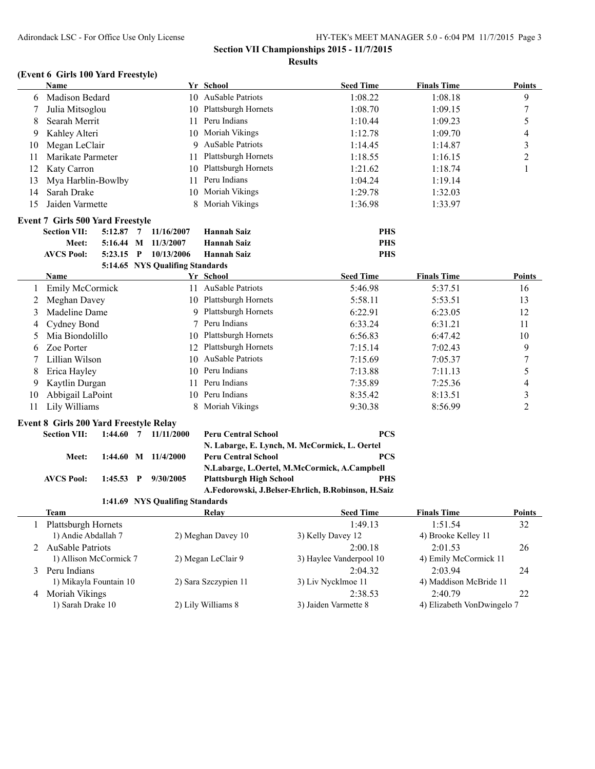**Section VII Championships 2015 - 11/7/2015**

**Results**

### (Event 6 Girls 100 Yard Freestyle)

| | Name | Yr | School | Seed Time | Finals Time | Points |
|---|---|---|---|---|---|---|
| 6 | Madison Bedard | 10 | AuSable Patriots | 1:08.22 | 1:08.18 | 9 |
| 7 | Julia Mitsoglou | 10 | Plattsburgh Hornets | 1:08.70 | 1:09.15 | 7 |
| 8 | Searah Merrit | 11 | Peru Indians | 1:10.44 | 1:09.23 | 5 |
| 9 | Kahley Alteri | 10 | Moriah Vikings | 1:12.78 | 1:09.70 | 4 |
| 10 | Megan LeClair | 9 | AuSable Patriots | 1:14.45 | 1:14.87 | 3 |
| 11 | Marikate Parmeter | 11 | Plattsburgh Hornets | 1:18.55 | 1:16.15 | 2 |
| 12 | Katy Carron | 10 | Plattsburgh Hornets | 1:21.62 | 1:18.74 | 1 |
| 13 | Mya Harblin-Bowlby | 11 | Peru Indians | 1:04.24 | 1:19.14 | |
| 14 | Sarah Drake | 10 | Moriah Vikings | 1:29.78 | 1:32.03 | |
| 15 | Jaiden Varmette | 8 | Moriah Vikings | 1:36.98 | 1:33.97 | |

### Event 7 Girls 500 Yard Freestyle

| | | | | | |
|---|---|---|---|---|---|
| Section VII: | 5:12.87 | 7 | 11/16/2007 | Hannah Saiz | PHS |
| Meet: | 5:16.44 | M | 11/3/2007 | Hannah Saiz | PHS |
| AVCS Pool: | 5:23.15 | P | 10/13/2006 | Hannah Saiz | PHS |
| | 5:14.65 | | NYS Qualifing Standards | | |

| | Name | Yr | School | Seed Time | Finals Time | Points |
|---|---|---|---|---|---|---|
| 1 | Emily McCormick | 11 | AuSable Patriots | 5:46.98 | 5:37.51 | 16 |
| 2 | Meghan Davey | 10 | Plattsburgh Hornets | 5:58.11 | 5:53.51 | 13 |
| 3 | Madeline Dame | 9 | Plattsburgh Hornets | 6:22.91 | 6:23.05 | 12 |
| 4 | Cydney Bond | 7 | Peru Indians | 6:33.24 | 6:31.21 | 11 |
| 5 | Mia Biondolillo | 10 | Plattsburgh Hornets | 6:56.83 | 6:47.42 | 10 |
| 6 | Zoe Porter | 12 | Plattsburgh Hornets | 7:15.14 | 7:02.43 | 9 |
| 7 | Lillian Wilson | 10 | AuSable Patriots | 7:15.69 | 7:05.37 | 7 |
| 8 | Erica Hayley | 10 | Peru Indians | 7:13.88 | 7:11.13 | 5 |
| 9 | Kaytlin Durgan | 11 | Peru Indians | 7:35.89 | 7:25.36 | 4 |
| 10 | Abbigail LaPoint | 10 | Peru Indians | 8:35.42 | 8:13.51 | 3 |
| 11 | Lily Williams | 8 | Moriah Vikings | 9:30.38 | 8:56.99 | 2 |

### Event 8 Girls 200 Yard Freestyle Relay

| | | | | | |
|---|---|---|---|---|---|
| Section VII: | 1:44.60 | 7 | 11/11/2000 | Peru Central School | PCS |
| | | | | N. Labarge, E. Lynch, M. McCormick, L. Oertel | |
| Meet: | 1:44.60 | M | 11/4/2000 | Peru Central School | PCS |
| | | | | N.Labarge, L.Oertel, M.McCormick, A.Campbell | |
| AVCS Pool: | 1:45.53 | P | 9/30/2005 | Plattsburgh High School | PHS |
| | | | | A.Fedorowski, J.Belser-Ehrlich, B.Robinson, H.Saiz | |
| | 1:41.69 | | NYS Qualifing Standards | | |

| | Team | Relay | Seed Time | Finals Time | Points |
|---|---|---|---|---|---|
| 1 | Plattsburgh Hornets | | 1:49.13 | 1:51.54 | 32 |
| | 1) Andie Abdallah 7 | 2) Meghan Davey 10 | 3) Kelly Davey 12 | 4) Brooke Kelley 11 | |
| 2 | AuSable Patriots | | 2:00.18 | 2:01.53 | 26 |
| | 1) Allison McCormick 7 | 2) Megan LeClair 9 | 3) Haylee Vanderpool 10 | 4) Emily McCormick 11 | |
| 3 | Peru Indians | | 2:04.32 | 2:03.94 | 24 |
| | 1) Mikayla Fountain 10 | 2) Sara Szczypien 11 | 3) Liv Nycklmoe 11 | 4) Maddison McBride 11 | |
| 4 | Moriah Vikings | | 2:38.53 | 2:40.79 | 22 |
| | 1) Sarah Drake 10 | 2) Lily Williams 8 | 3) Jaiden Varmette 8 | 4) Elizabeth VonDwingelo 7 | |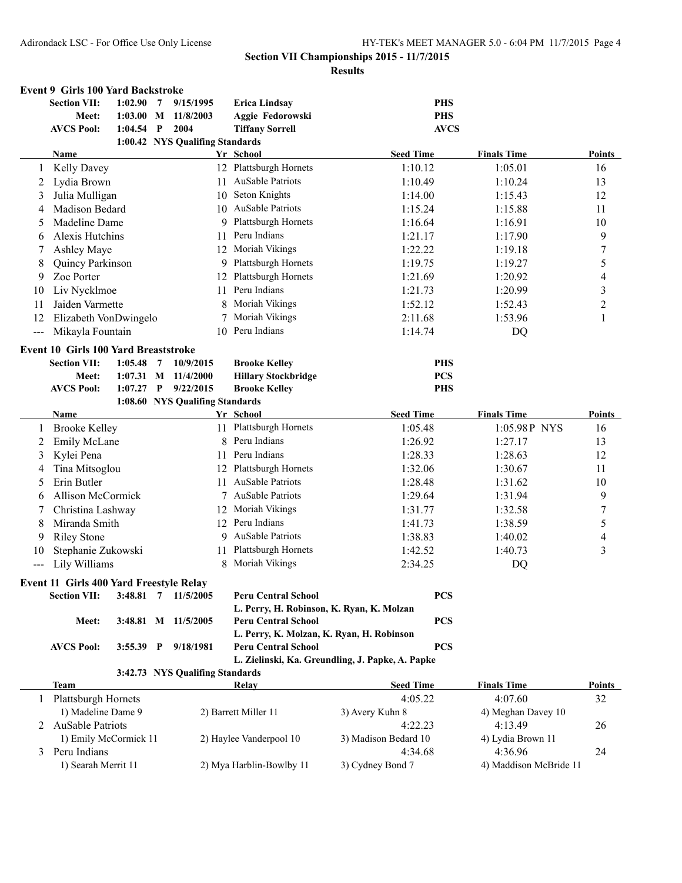**Section VII Championships 2015 - 11/7/2015**

**Results**

### Event 9 Girls 100 Yard Backstroke

| | | | | | |
|---|---|---|---|---|---|
| **Section VII:** | **1:02.90** | **7** | **9/15/1995** | **Erica Lindsay** | **PHS** |
| **Meet:** | **1:03.00** | **M** | **11/8/2003** | **Aggie Fedorowski** | **PHS** |
| **AVCS Pool:** | **1:04.54** | **P** | **2004** | **Tiffany Sorrell** | **AVCS** |
| | **1:00.42** | | **NYS Qualifing Standards** | | |

| | Name | Yr | School | Seed Time | Finals Time | Points |
|---|---|---|---|---|---|---|
| 1 | Kelly Davey | 12 | Plattsburgh Hornets | 1:10.12 | 1:05.01 | 16 |
| 2 | Lydia Brown | 11 | AuSable Patriots | 1:10.49 | 1:10.24 | 13 |
| 3 | Julia Mulligan | 10 | Seton Knights | 1:14.00 | 1:15.43 | 12 |
| 4 | Madison Bedard | 10 | AuSable Patriots | 1:15.24 | 1:15.88 | 11 |
| 5 | Madeline Dame | 9 | Plattsburgh Hornets | 1:16.64 | 1:16.91 | 10 |
| 6 | Alexis Hutchins | 11 | Peru Indians | 1:21.17 | 1:17.90 | 9 |
| 7 | Ashley Maye | 12 | Moriah Vikings | 1:22.22 | 1:19.18 | 7 |
| 8 | Quincy Parkinson | 9 | Plattsburgh Hornets | 1:19.75 | 1:19.27 | 5 |
| 9 | Zoe Porter | 12 | Plattsburgh Hornets | 1:21.69 | 1:20.92 | 4 |
| 10 | Liv Nycklmoe | 11 | Peru Indians | 1:21.73 | 1:20.99 | 3 |
| 11 | Jaiden Varmette | 8 | Moriah Vikings | 1:52.12 | 1:52.43 | 2 |
| 12 | Elizabeth VonDwingelo | 7 | Moriah Vikings | 2:11.68 | 1:53.96 | 1 |
| --- | Mikayla Fountain | 10 | Peru Indians | 1:14.74 | DQ | |

### Event 10 Girls 100 Yard Breaststroke

| | | | | | |
|---|---|---|---|---|---|
| **Section VII:** | **1:05.48** | **7** | **10/9/2015** | **Brooke Kelley** | **PHS** |
| **Meet:** | **1:07.31** | **M** | **11/4/2000** | **Hillary Stockbridge** | **PCS** |
| **AVCS Pool:** | **1:07.27** | **P** | **9/22/2015** | **Brooke Kelley** | **PHS** |
| | **1:08.60** | | **NYS Qualifing Standards** | | |

| | Name | Yr | School | Seed Time | Finals Time | Points |
|---|---|---|---|---|---|---|
| 1 | Brooke Kelley | 11 | Plattsburgh Hornets | 1:05.48 | 1:05.98P NYS | 16 |
| 2 | Emily McLane | 8 | Peru Indians | 1:26.92 | 1:27.17 | 13 |
| 3 | Kylei Pena | 11 | Peru Indians | 1:28.33 | 1:28.63 | 12 |
| 4 | Tina Mitsoglou | 12 | Plattsburgh Hornets | 1:32.06 | 1:30.67 | 11 |
| 5 | Erin Butler | 11 | AuSable Patriots | 1:28.48 | 1:31.62 | 10 |
| 6 | Allison McCormick | 7 | AuSable Patriots | 1:29.64 | 1:31.94 | 9 |
| 7 | Christina Lashway | 12 | Moriah Vikings | 1:31.77 | 1:32.58 | 7 |
| 8 | Miranda Smith | 12 | Peru Indians | 1:41.73 | 1:38.59 | 5 |
| 9 | Riley Stone | 9 | AuSable Patriots | 1:38.83 | 1:40.02 | 4 |
| 10 | Stephanie Zukowski | 11 | Plattsburgh Hornets | 1:42.52 | 1:40.73 | 3 |
| --- | Lily Williams | 8 | Moriah Vikings | 2:34.25 | DQ | |

### Event 11 Girls 400 Yard Freestyle Relay

| | | | | | |
|---|---|---|---|---|---|
| **Section VII:** | **3:48.81** | **7** | **11/5/2005** | **Peru Central School** | **PCS** |
| | | | | **L. Perry, H. Robinson, K. Ryan, K. Molzan** | |
| **Meet:** | **3:48.81** | **M** | **11/5/2005** | **Peru Central School** | **PCS** |
| | | | | **L. Perry, K. Molzan, K. Ryan, H. Robinson** | |
| **AVCS Pool:** | **3:55.39** | **P** | **9/18/1981** | **Peru Central School** | **PCS** |
| | | | | **L. Zielinski, Ka. Greundling, J. Papke, A. Papke** | |
| | **3:42.73** | | **NYS Qualifing Standards** | | |

| | Team | Relay | Seed Time | Finals Time | Points |
|---|---|---|---|---|---|
| 1 | Plattsburgh Hornets | | 4:05.22 | 4:07.60 | 32 |
| | 1) Madeline Dame 9 | 2) Barrett Miller 11 | 3) Avery Kuhn 8 | 4) Meghan Davey 10 | |
| 2 | AuSable Patriots | | 4:22.23 | 4:13.49 | 26 |
| | 1) Emily McCormick 11 | 2) Haylee Vanderpool 10 | 3) Madison Bedard 10 | 4) Lydia Brown 11 | |
| 3 | Peru Indians | | 4:34.68 | 4:36.96 | 24 |
| | 1) Searah Merrit 11 | 2) Mya Harblin-Bowlby 11 | 3) Cydney Bond 7 | 4) Maddison McBride 11 | |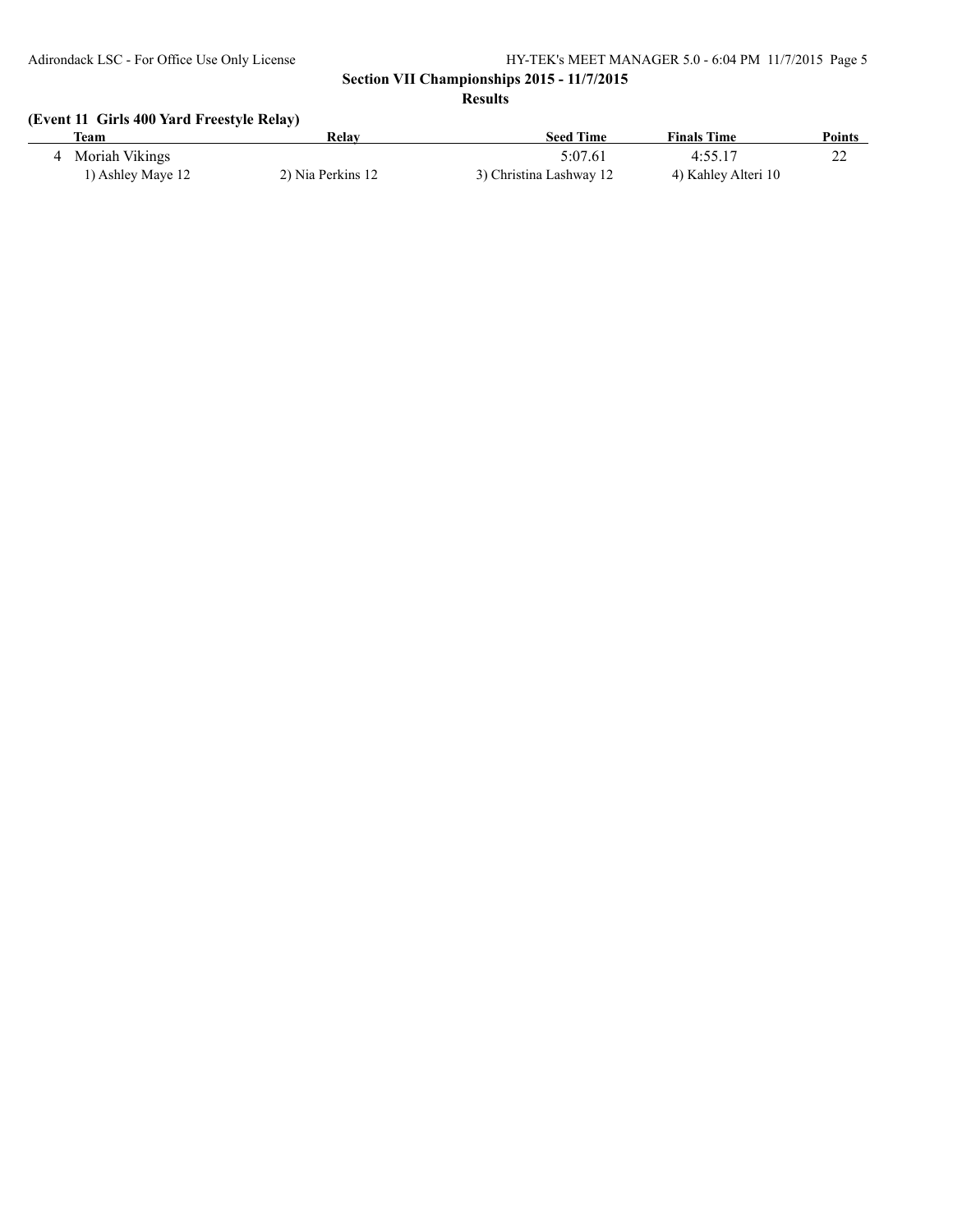**Section VII Championships 2015 - 11/7/2015**

**Results**

**(Event 11 Girls 400 Yard Freestyle Relay)**

| | Team | Relay | Seed Time | Finals Time | Points |
|---|---|---|---|---|---|
| 4 | Moriah Vikings | | 5:07.61 | 4:55.17 | 22 |
| | 1) Ashley Maye 12 | 2) Nia Perkins 12 | 3) Christina Lashway 12 | 4) Kahley Alteri 10 | |